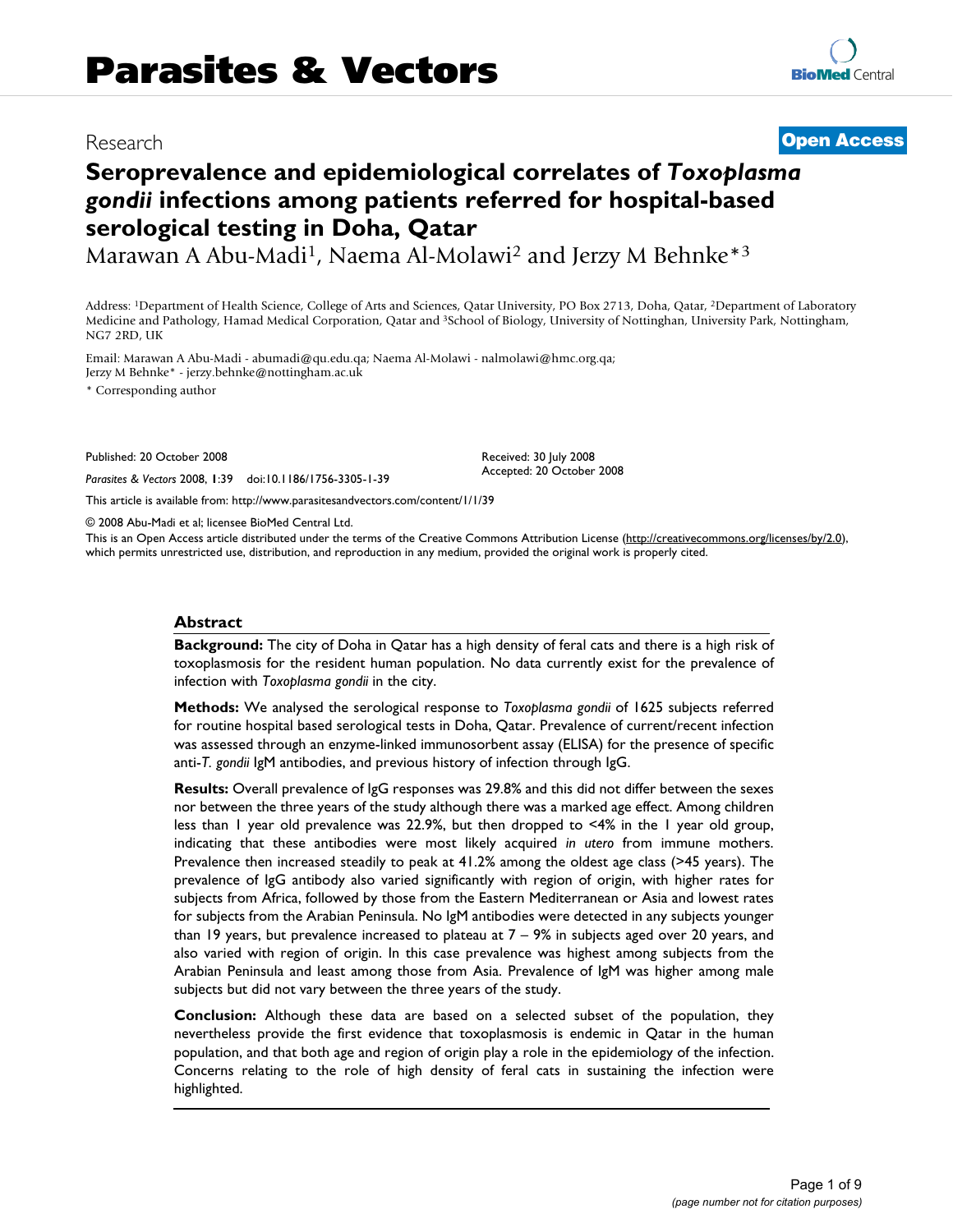Research

**Open Access**

# Seroprevalence and epidemiological correlates of *Toxoplasma gondii* infections among patients referred for hospital-based serological testing in Doha, Qatar

Marawan A Abu-Madi[1], Naema Al-Molawi[2] and Jerzy M Behnke*[3]

Address: [1]Department of Health Science, College of Arts and Sciences, Qatar University, PO Box 2713, Doha, Qatar, [2]Department of Laboratory Medicine and Pathology, Hamad Medical Corporation, Qatar and [3]School of Biology, University of Nottinghan, University Park, Nottingham, NG7 2RD, UK

Email: Marawan A Abu-Madi - abumadi@qu.edu.qa; Naema Al-Molawi - nalmolawi@hmc.org.qa; Jerzy M Behnke* - jerzy.behnke@nottingham.ac.uk

\* Corresponding author

Published: 20 October 2008

*Parasites & Vectors* 2008, **1**:39 doi:10.1186/1756-3305-1-39

Received: 30 July 2008
Accepted: 20 October 2008

This article is available from: http://www.parasitesandvectors.com/content/1/1/39

© 2008 Abu-Madi et al; licensee BioMed Central Ltd.

This is an Open Access article distributed under the terms of the Creative Commons Attribution License (http://creativecommons.org/licenses/by/2.0), which permits unrestricted use, distribution, and reproduction in any medium, provided the original work is properly cited.

## Abstract

**Background:** The city of Doha in Qatar has a high density of feral cats and there is a high risk of toxoplasmosis for the resident human population. No data currently exist for the prevalence of infection with *Toxoplasma gondii* in the city.

**Methods:** We analysed the serological response to *Toxoplasma gondii* of 1625 subjects referred for routine hospital based serological tests in Doha, Qatar. Prevalence of current/recent infection was assessed through an enzyme-linked immunosorbent assay (ELISA) for the presence of specific anti-*T. gondii* IgM antibodies, and previous history of infection through IgG.

**Results:** Overall prevalence of IgG responses was 29.8% and this did not differ between the sexes nor between the three years of the study although there was a marked age effect. Among children less than 1 year old prevalence was 22.9%, but then dropped to <4% in the 1 year old group, indicating that these antibodies were most likely acquired *in utero* from immune mothers. Prevalence then increased steadily to peak at 41.2% among the oldest age class (>45 years). The prevalence of IgG antibody also varied significantly with region of origin, with higher rates for subjects from Africa, followed by those from the Eastern Mediterranean or Asia and lowest rates for subjects from the Arabian Peninsula. No IgM antibodies were detected in any subjects younger than 19 years, but prevalence increased to plateau at 7 – 9% in subjects aged over 20 years, and also varied with region of origin. In this case prevalence was highest among subjects from the Arabian Peninsula and least among those from Asia. Prevalence of IgM was higher among male subjects but did not vary between the three years of the study.

**Conclusion:** Although these data are based on a selected subset of the population, they nevertheless provide the first evidence that toxoplasmosis is endemic in Qatar in the human population, and that both age and region of origin play a role in the epidemiology of the infection. Concerns relating to the role of high density of feral cats in sustaining the infection were highlighted.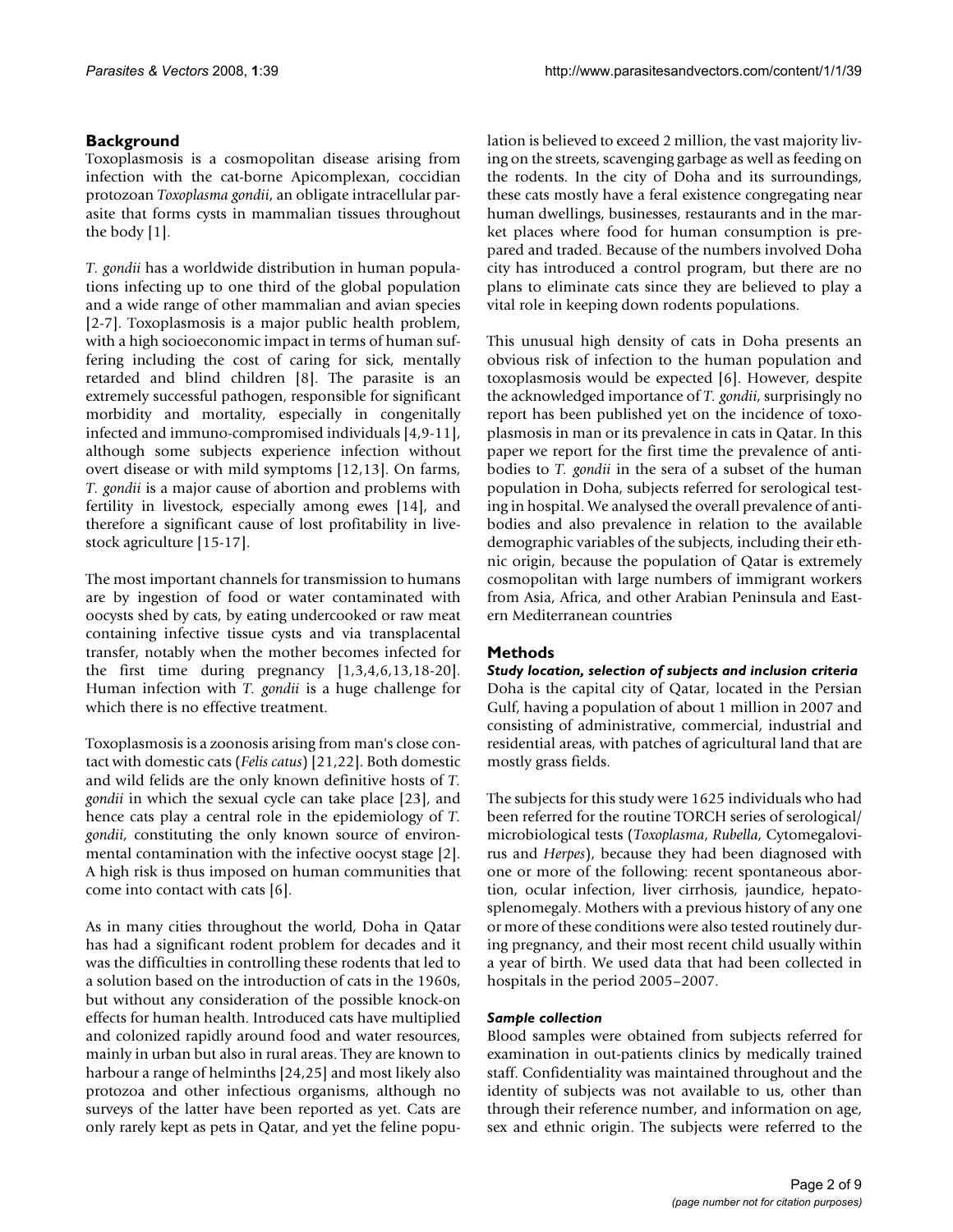## Background

Toxoplasmosis is a cosmopolitan disease arising from infection with the cat-borne Apicomplexan, coccidian protozoan *Toxoplasma gondii*, an obligate intracellular parasite that forms cysts in mammalian tissues throughout the body [1].

*T. gondii* has a worldwide distribution in human populations infecting up to one third of the global population and a wide range of other mammalian and avian species [2-7]. Toxoplasmosis is a major public health problem, with a high socioeconomic impact in terms of human suffering including the cost of caring for sick, mentally retarded and blind children [8]. The parasite is an extremely successful pathogen, responsible for significant morbidity and mortality, especially in congenitally infected and immuno-compromised individuals [4,9-11], although some subjects experience infection without overt disease or with mild symptoms [12,13]. On farms, *T. gondii* is a major cause of abortion and problems with fertility in livestock, especially among ewes [14], and therefore a significant cause of lost profitability in livestock agriculture [15-17].

The most important channels for transmission to humans are by ingestion of food or water contaminated with oocysts shed by cats, by eating undercooked or raw meat containing infective tissue cysts and via transplacental transfer, notably when the mother becomes infected for the first time during pregnancy [1,3,4,6,13,18-20]. Human infection with *T. gondii* is a huge challenge for which there is no effective treatment.

Toxoplasmosis is a zoonosis arising from man's close contact with domestic cats (*Felis catus*) [21,22]. Both domestic and wild felids are the only known definitive hosts of *T. gondii* in which the sexual cycle can take place [23], and hence cats play a central role in the epidemiology of *T. gondii*, constituting the only known source of environmental contamination with the infective oocyst stage [2]. A high risk is thus imposed on human communities that come into contact with cats [6].

As in many cities throughout the world, Doha in Qatar has had a significant rodent problem for decades and it was the difficulties in controlling these rodents that led to a solution based on the introduction of cats in the 1960s, but without any consideration of the possible knock-on effects for human health. Introduced cats have multiplied and colonized rapidly around food and water resources, mainly in urban but also in rural areas. They are known to harbour a range of helminths [24,25] and most likely also protozoa and other infectious organisms, although no surveys of the latter have been reported as yet. Cats are only rarely kept as pets in Qatar, and yet the feline population is believed to exceed 2 million, the vast majority living on the streets, scavenging garbage as well as feeding on the rodents. In the city of Doha and its surroundings, these cats mostly have a feral existence congregating near human dwellings, businesses, restaurants and in the market places where food for human consumption is prepared and traded. Because of the numbers involved Doha city has introduced a control program, but there are no plans to eliminate cats since they are believed to play a vital role in keeping down rodents populations.

This unusual high density of cats in Doha presents an obvious risk of infection to the human population and toxoplasmosis would be expected [6]. However, despite the acknowledged importance of *T. gondii*, surprisingly no report has been published yet on the incidence of toxoplasmosis in man or its prevalence in cats in Qatar. In this paper we report for the first time the prevalence of antibodies to *T. gondii* in the sera of a subset of the human population in Doha, subjects referred for serological testing in hospital. We analysed the overall prevalence of antibodies and also prevalence in relation to the available demographic variables of the subjects, including their ethnic origin, because the population of Qatar is extremely cosmopolitan with large numbers of immigrant workers from Asia, Africa, and other Arabian Peninsula and Eastern Mediterranean countries

## Methods

### *Study location, selection of subjects and inclusion criteria*

Doha is the capital city of Qatar, located in the Persian Gulf, having a population of about 1 million in 2007 and consisting of administrative, commercial, industrial and residential areas, with patches of agricultural land that are mostly grass fields.

The subjects for this study were 1625 individuals who had been referred for the routine TORCH series of serological/microbiological tests (*Toxoplasma*, *Rubella*, Cytomegalovirus and *Herpes*), because they had been diagnosed with one or more of the following: recent spontaneous abortion, ocular infection, liver cirrhosis, jaundice, hepatosplenomegaly. Mothers with a previous history of any one or more of these conditions were also tested routinely during pregnancy, and their most recent child usually within a year of birth. We used data that had been collected in hospitals in the period 2005–2007.

### *Sample collection*

Blood samples were obtained from subjects referred for examination in out-patients clinics by medically trained staff. Confidentiality was maintained throughout and the identity of subjects was not available to us, other than through their reference number, and information on age, sex and ethnic origin. The subjects were referred to the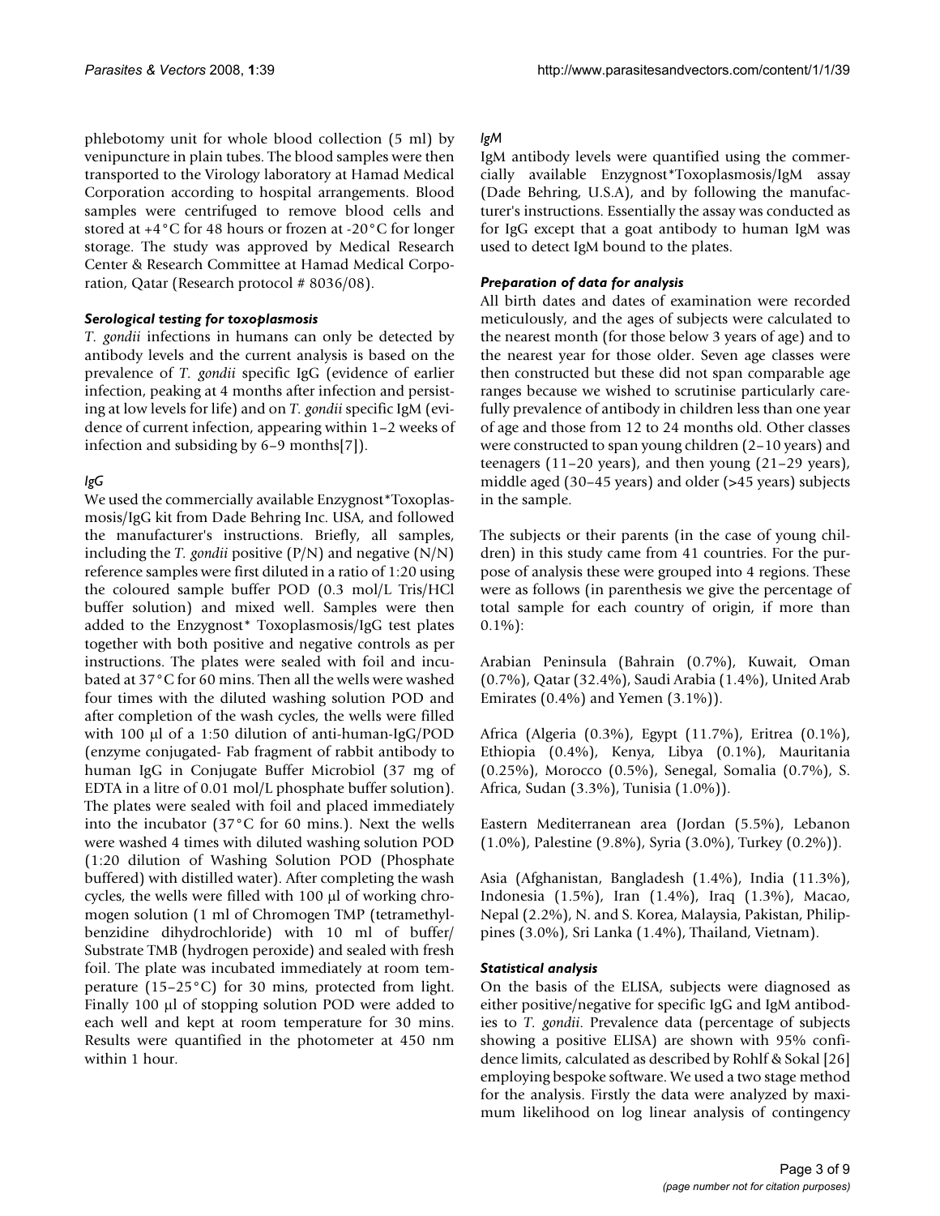phlebotomy unit for whole blood collection (5 ml) by venipuncture in plain tubes. The blood samples were then transported to the Virology laboratory at Hamad Medical Corporation according to hospital arrangements. Blood samples were centrifuged to remove blood cells and stored at +4°C for 48 hours or frozen at -20°C for longer storage. The study was approved by Medical Research Center & Research Committee at Hamad Medical Corporation, Qatar (Research protocol # 8036/08).

### *Serological testing for toxoplasmosis*

*T. gondii* infections in humans can only be detected by antibody levels and the current analysis is based on the prevalence of *T. gondii* specific IgG (evidence of earlier infection, peaking at 4 months after infection and persisting at low levels for life) and on *T. gondii* specific IgM (evidence of current infection, appearing within 1–2 weeks of infection and subsiding by 6–9 months[7]).

#### *IgG*

We used the commercially available Enzygnost*Toxoplasmosis/IgG kit from Dade Behring Inc. USA, and followed the manufacturer's instructions. Briefly, all samples, including the *T. gondii* positive (P/N) and negative (N/N) reference samples were first diluted in a ratio of 1:20 using the coloured sample buffer POD (0.3 mol/L Tris/HCl buffer solution) and mixed well. Samples were then added to the Enzygnost* Toxoplasmosis/IgG test plates together with both positive and negative controls as per instructions. The plates were sealed with foil and incubated at 37°C for 60 mins. Then all the wells were washed four times with the diluted washing solution POD and after completion of the wash cycles, the wells were filled with 100 μl of a 1:50 dilution of anti-human-IgG/POD (enzyme conjugated- Fab fragment of rabbit antibody to human IgG in Conjugate Buffer Microbiol (37 mg of EDTA in a litre of 0.01 mol/L phosphate buffer solution). The plates were sealed with foil and placed immediately into the incubator (37°C for 60 mins.). Next the wells were washed 4 times with diluted washing solution POD (1:20 dilution of Washing Solution POD (Phosphate buffered) with distilled water). After completing the wash cycles, the wells were filled with 100 μl of working chromogen solution (1 ml of Chromogen TMP (tetramethylbenzidine dihydrochloride) with 10 ml of buffer/Substrate TMB (hydrogen peroxide) and sealed with fresh foil. The plate was incubated immediately at room temperature (15–25°C) for 30 mins, protected from light. Finally 100 μl of stopping solution POD were added to each well and kept at room temperature for 30 mins. Results were quantified in the photometer at 450 nm within 1 hour.

#### *IgM*

IgM antibody levels were quantified using the commercially available Enzygnost*Toxoplasmosis/IgM assay (Dade Behring, U.S.A), and by following the manufacturer's instructions. Essentially the assay was conducted as for IgG except that a goat antibody to human IgM was used to detect IgM bound to the plates.

### *Preparation of data for analysis*

All birth dates and dates of examination were recorded meticulously, and the ages of subjects were calculated to the nearest month (for those below 3 years of age) and to the nearest year for those older. Seven age classes were then constructed but these did not span comparable age ranges because we wished to scrutinise particularly carefully prevalence of antibody in children less than one year of age and those from 12 to 24 months old. Other classes were constructed to span young children (2–10 years) and teenagers (11–20 years), and then young (21–29 years), middle aged (30–45 years) and older (>45 years) subjects in the sample.

The subjects or their parents (in the case of young children) in this study came from 41 countries. For the purpose of analysis these were grouped into 4 regions. These were as follows (in parenthesis we give the percentage of total sample for each country of origin, if more than 0.1%):

Arabian Peninsula (Bahrain (0.7%), Kuwait, Oman (0.7%), Qatar (32.4%), Saudi Arabia (1.4%), United Arab Emirates (0.4%) and Yemen (3.1%)).

Africa (Algeria (0.3%), Egypt (11.7%), Eritrea (0.1%), Ethiopia (0.4%), Kenya, Libya (0.1%), Mauritania (0.25%), Morocco (0.5%), Senegal, Somalia (0.7%), S. Africa, Sudan (3.3%), Tunisia (1.0%)).

Eastern Mediterranean area (Jordan (5.5%), Lebanon (1.0%), Palestine (9.8%), Syria (3.0%), Turkey (0.2%)).

Asia (Afghanistan, Bangladesh (1.4%), India (11.3%), Indonesia (1.5%), Iran (1.4%), Iraq (1.3%), Macao, Nepal (2.2%), N. and S. Korea, Malaysia, Pakistan, Philippines (3.0%), Sri Lanka (1.4%), Thailand, Vietnam).

### *Statistical analysis*

On the basis of the ELISA, subjects were diagnosed as either positive/negative for specific IgG and IgM antibodies to *T. gondii*. Prevalence data (percentage of subjects showing a positive ELISA) are shown with 95% confidence limits, calculated as described by Rohlf & Sokal [26] employing bespoke software. We used a two stage method for the analysis. Firstly the data were analyzed by maximum likelihood on log linear analysis of contingency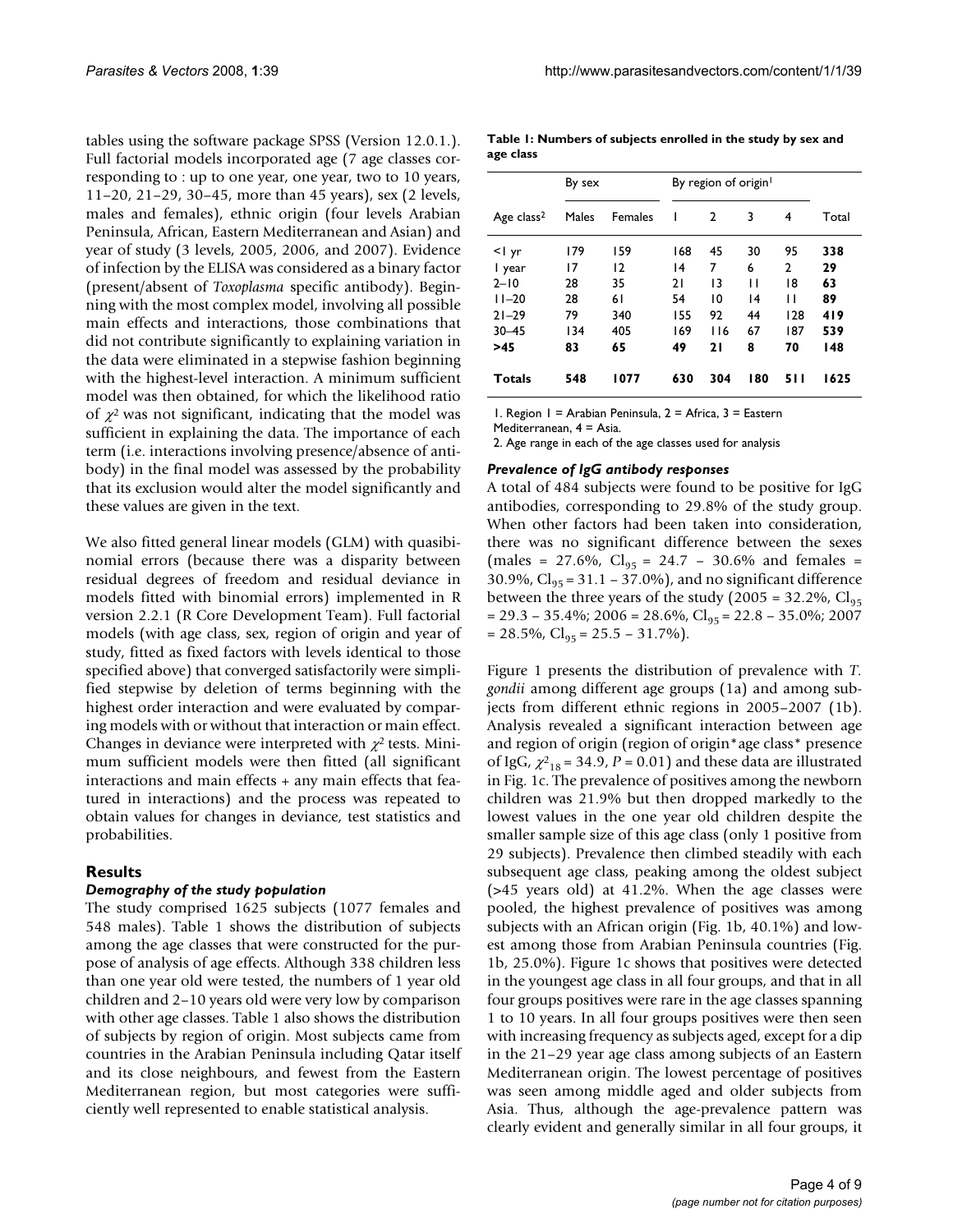tables using the software package SPSS (Version 12.0.1.). Full factorial models incorporated age (7 age classes corresponding to : up to one year, one year, two to 10 years, 11–20, 21–29, 30–45, more than 45 years), sex (2 levels, males and females), ethnic origin (four levels Arabian Peninsula, African, Eastern Mediterranean and Asian) and year of study (3 levels, 2005, 2006, and 2007). Evidence of infection by the ELISA was considered as a binary factor (present/absent of *Toxoplasma* specific antibody). Beginning with the most complex model, involving all possible main effects and interactions, those combinations that did not contribute significantly to explaining variation in the data were eliminated in a stepwise fashion beginning with the highest-level interaction. A minimum sufficient model was then obtained, for which the likelihood ratio of $\chi^2$ was not significant, indicating that the model was sufficient in explaining the data. The importance of each term (i.e. interactions involving presence/absence of antibody) in the final model was assessed by the probability that its exclusion would alter the model significantly and these values are given in the text.

We also fitted general linear models (GLM) with quasibinomial errors (because there was a disparity between residual degrees of freedom and residual deviance in models fitted with binomial errors) implemented in R version 2.2.1 (R Core Development Team). Full factorial models (with age class, sex, region of origin and year of study, fitted as fixed factors with levels identical to those specified above) that converged satisfactorily were simplified stepwise by deletion of terms beginning with the highest order interaction and were evaluated by comparing models with or without that interaction or main effect. Changes in deviance were interpreted with $\chi^2$ tests. Minimum sufficient models were then fitted (all significant interactions and main effects + any main effects that featured in interactions) and the process was repeated to obtain values for changes in deviance, test statistics and probabilities.

## Results

### Demography of the study population

The study comprised 1625 subjects (1077 females and 548 males). Table 1 shows the distribution of subjects among the age classes that were constructed for the purpose of analysis of age effects. Although 338 children less than one year old were tested, the numbers of 1 year old children and 2–10 years old were very low by comparison with other age classes. Table 1 also shows the distribution of subjects by region of origin. Most subjects came from countries in the Arabian Peninsula including Qatar itself and its close neighbours, and fewest from the Eastern Mediterranean region, but most categories were sufficiently well represented to enable statistical analysis.

**Table 1: Numbers of subjects enrolled in the study by sex and age class**

| | By sex | | By region of origin[1] | | | | |
|---|---|---|---|---|---|---|---|
| Age class[2] | Males | Females | 1 | 2 | 3 | 4 | Total |
| <1 yr | 179 | 159 | 168 | 45 | 30 | 95 | **338** |
| 1 year | 17 | 12 | 14 | 7 | 6 | 2 | **29** |
| 2–10 | 28 | 35 | 21 | 13 | 11 | 18 | **63** |
| 11–20 | 28 | 61 | 54 | 10 | 14 | 11 | **89** |
| 21–29 | 79 | 340 | 155 | 92 | 44 | 128 | **419** |
| 30–45 | 134 | 405 | 169 | 116 | 67 | 187 | **539** |
| **>45** | **83** | **65** | **49** | **21** | **8** | **70** | **148** |
| **Totals** | **548** | **1077** | **630** | **304** | **180** | **511** | **1625** |

1. Region 1 = Arabian Peninsula, 2 = Africa, 3 = Eastern Mediterranean, 4 = Asia.
2. Age range in each of the age classes used for analysis

### Prevalence of IgG antibody responses

A total of 484 subjects were found to be positive for IgG antibodies, corresponding to 29.8% of the study group. When other factors had been taken into consideration, there was no significant difference between the sexes (males = 27.6%, $Cl_{95}$ = 24.7 – 30.6% and females = 30.9%, $Cl_{95}$ = 31.1 – 37.0%), and no significant difference between the three years of the study (2005 = 32.2%, $Cl_{95}$ = 29.3 – 35.4%; 2006 = 28.6%, $Cl_{95}$ = 22.8 – 35.0%; 2007 = 28.5%, $Cl_{95}$ = 25.5 – 31.7%).

Figure 1 presents the distribution of prevalence with *T. gondii* among different age groups (1a) and among subjects from different ethnic regions in 2005–2007 (1b). Analysis revealed a significant interaction between age and region of origin (region of origin*age class* presence of IgG, $\chi^2_{18}$ = 34.9, $P$ = 0.01) and these data are illustrated in Fig. 1c. The prevalence of positives among the newborn children was 21.9% but then dropped markedly to the lowest values in the one year old children despite the smaller sample size of this age class (only 1 positive from 29 subjects). Prevalence then climbed steadily with each subsequent age class, peaking among the oldest subject (>45 years old) at 41.2%. When the age classes were pooled, the highest prevalence of positives was among subjects with an African origin (Fig. 1b, 40.1%) and lowest among those from Arabian Peninsula countries (Fig. 1b, 25.0%). Figure 1c shows that positives were detected in the youngest age class in all four groups, and that in all four groups positives were rare in the age classes spanning 1 to 10 years. In all four groups positives were then seen with increasing frequency as subjects aged, except for a dip in the 21–29 year age class among subjects of an Eastern Mediterranean origin. The lowest percentage of positives was seen among middle aged and older subjects from Asia. Thus, although the age-prevalence pattern was clearly evident and generally similar in all four groups, it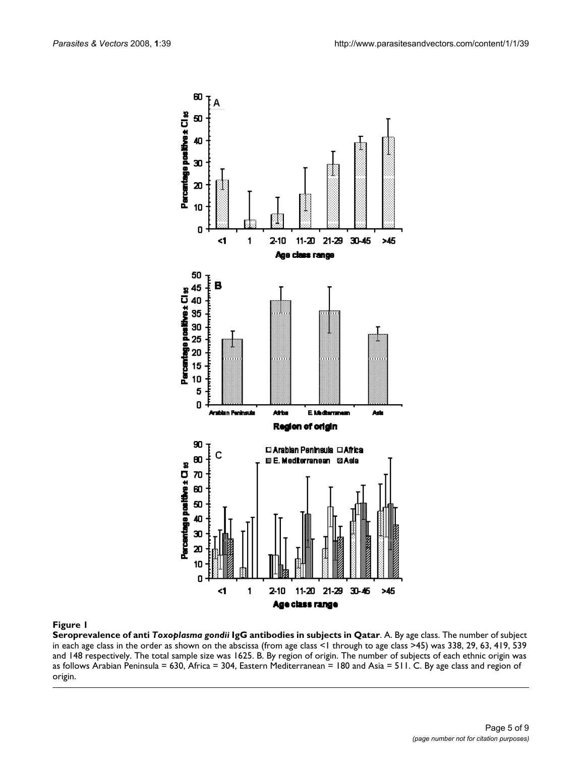**Figure 1**

**Seroprevalence of anti *Toxoplasma gondii* IgG antibodies in subjects in Qatar**. A. By age class. The number of subject in each age class in the order as shown on the abscissa (from age class <1 through to age class >45) was 338, 29, 63, 419, 539 and 148 respectively. The total sample size was 1625. B. By region of origin. The number of subjects of each ethnic origin was as follows Arabian Peninsula = 630, Africa = 304, Eastern Mediterranean = 180 and Asia = 511. C. By age class and region of origin.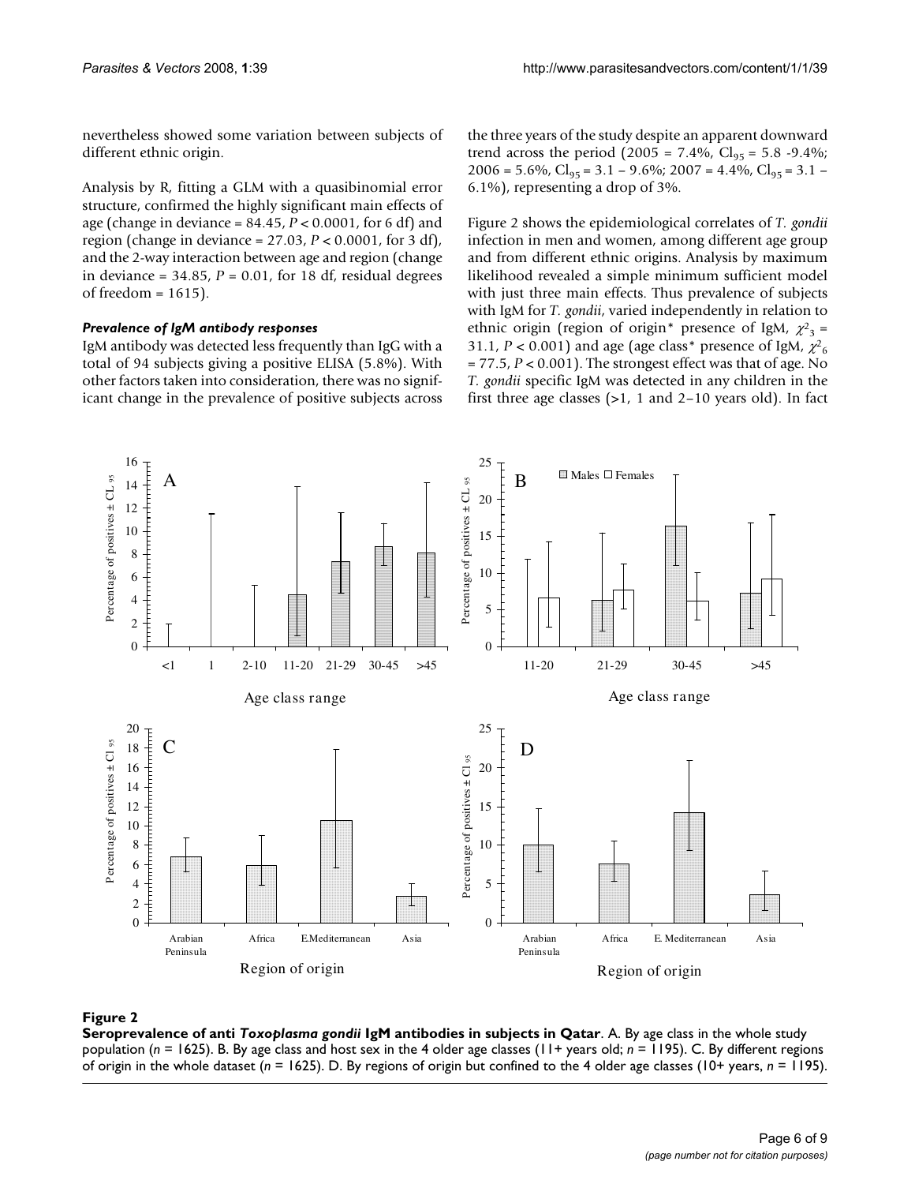nevertheless showed some variation between subjects of different ethnic origin.

Analysis by R, fitting a GLM with a quasibinomial error structure, confirmed the highly significant main effects of age (change in deviance = 84.45, $P < 0.0001$, for 6 df) and region (change in deviance = 27.03, $P < 0.0001$, for 3 df), and the 2-way interaction between age and region (change in deviance = 34.85, $P = 0.01$, for 18 df, residual degrees of freedom = 1615).

### *Prevalence of IgM antibody responses*

IgM antibody was detected less frequently than IgG with a total of 94 subjects giving a positive ELISA (5.8%). With other factors taken into consideration, there was no significant change in the prevalence of positive subjects across the three years of the study despite an apparent downward trend across the period (2005 = 7.4%, $Cl_{95}$ = 5.8 -9.4%; 2006 = 5.6%, $Cl_{95}$ = 3.1 – 9.6%; 2007 = 4.4%, $Cl_{95}$ = 3.1 – 6.1%), representing a drop of 3%.

Figure 2 shows the epidemiological correlates of *T. gondii* infection in men and women, among different age group and from different ethnic origins. Analysis by maximum likelihood revealed a simple minimum sufficient model with just three main effects. Thus prevalence of subjects with IgM for *T. gondii*, varied independently in relation to ethnic origin (region of origin* presence of IgM, $\chi^2_3$ = 31.1, $P < 0.001$) and age (age class* presence of IgM, $\chi^2_6$ = 77.5, $P < 0.001$). The strongest effect was that of age. No *T. gondii* specific IgM was detected in any children in the first three age classes (>1, 1 and 2–10 years old). In fact

**Figure 2**

**Seroprevalence of anti *Toxoplasma gondii* IgM antibodies in subjects in Qatar**. A. By age class in the whole study population ($n$ = 1625). B. By age class and host sex in the 4 older age classes (11+ years old; $n$ = 1195). C. By different regions of origin in the whole dataset ($n$ = 1625). D. By regions of origin but confined to the 4 older age classes (10+ years, $n$ = 1195).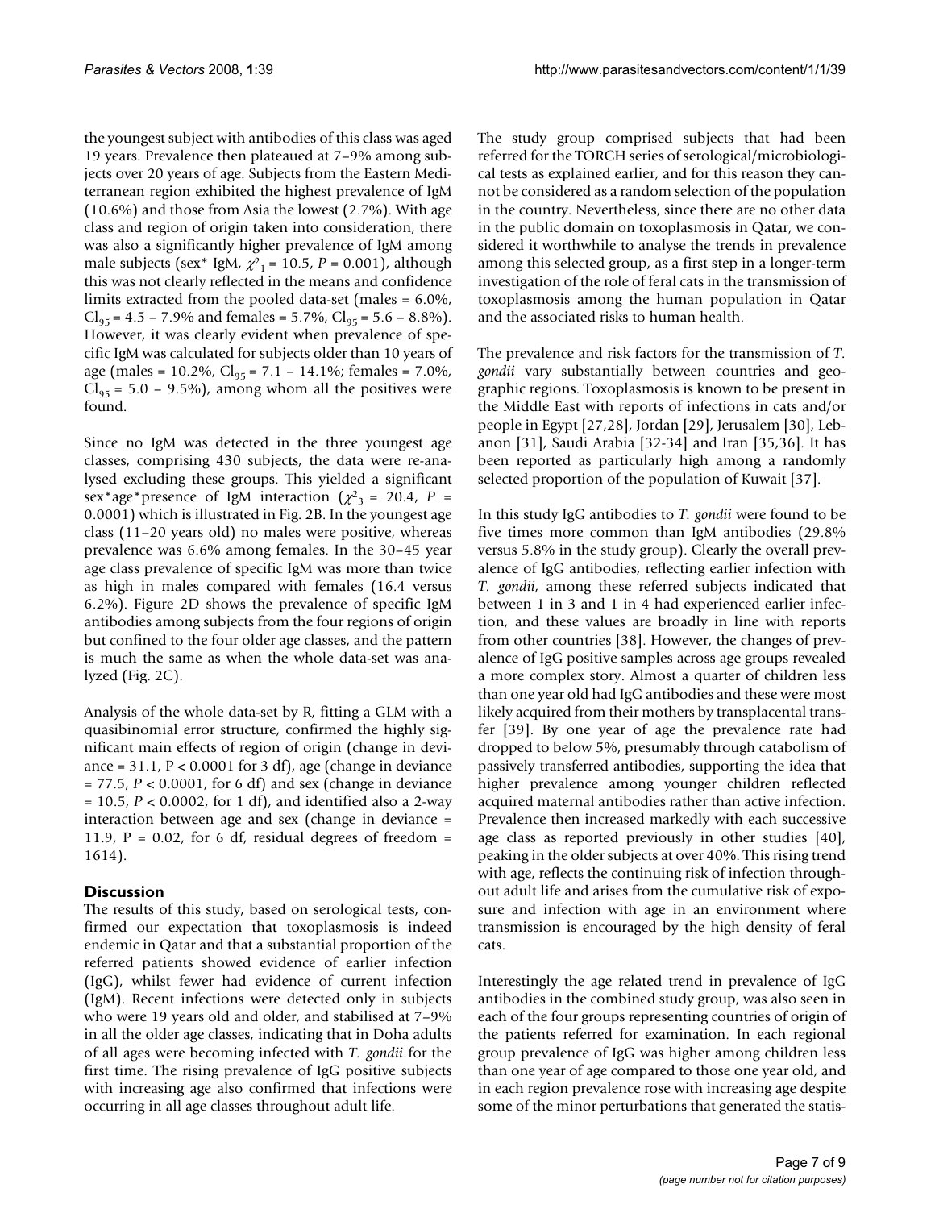the youngest subject with antibodies of this class was aged 19 years. Prevalence then plateaued at 7–9% among subjects over 20 years of age. Subjects from the Eastern Mediterranean region exhibited the highest prevalence of IgM (10.6%) and those from Asia the lowest (2.7%). With age class and region of origin taken into consideration, there was also a significantly higher prevalence of IgM among male subjects (sex* IgM, $\chi^2_1 = 10.5$, $P = 0.001$), although this was not clearly reflected in the means and confidence limits extracted from the pooled data-set (males = 6.0%, $Cl_{95}$ = 4.5 – 7.9% and females = 5.7%, $Cl_{95}$ = 5.6 – 8.8%). However, it was clearly evident when prevalence of specific IgM was calculated for subjects older than 10 years of age (males = 10.2%, $Cl_{95}$ = 7.1 – 14.1%; females = 7.0%, $Cl_{95}$ = 5.0 – 9.5%), among whom all the positives were found.

Since no IgM was detected in the three youngest age classes, comprising 430 subjects, the data were re-analysed excluding these groups. This yielded a significant sex*age*presence of IgM interaction ($\chi^2_3 = 20.4$, $P = 0.0001$) which is illustrated in Fig. 2B. In the youngest age class (11–20 years old) no males were positive, whereas prevalence was 6.6% among females. In the 30–45 year age class prevalence of specific IgM was more than twice as high in males compared with females (16.4 versus 6.2%). Figure 2D shows the prevalence of specific IgM antibodies among subjects from the four regions of origin but confined to the four older age classes, and the pattern is much the same as when the whole data-set was analyzed (Fig. 2C).

Analysis of the whole data-set by R, fitting a GLM with a quasibinomial error structure, confirmed the highly significant main effects of region of origin (change in deviance = 31.1, $P < 0.0001$ for 3 df), age (change in deviance = 77.5, $P < 0.0001$, for 6 df) and sex (change in deviance = 10.5, $P < 0.0002$, for 1 df), and identified also a 2-way interaction between age and sex (change in deviance = 11.9, $P = 0.02$, for 6 df, residual degrees of freedom = 1614).

## Discussion

The results of this study, based on serological tests, confirmed our expectation that toxoplasmosis is indeed endemic in Qatar and that a substantial proportion of the referred patients showed evidence of earlier infection (IgG), whilst fewer had evidence of current infection (IgM). Recent infections were detected only in subjects who were 19 years old and older, and stabilised at 7–9% in all the older age classes, indicating that in Doha adults of all ages were becoming infected with *T. gondii* for the first time. The rising prevalence of IgG positive subjects with increasing age also confirmed that infections were occurring in all age classes throughout adult life.

The study group comprised subjects that had been referred for the TORCH series of serological/microbiological tests as explained earlier, and for this reason they cannot be considered as a random selection of the population in the country. Nevertheless, since there are no other data in the public domain on toxoplasmosis in Qatar, we considered it worthwhile to analyse the trends in prevalence among this selected group, as a first step in a longer-term investigation of the role of feral cats in the transmission of toxoplasmosis among the human population in Qatar and the associated risks to human health.

The prevalence and risk factors for the transmission of *T. gondii* vary substantially between countries and geographic regions. Toxoplasmosis is known to be present in the Middle East with reports of infections in cats and/or people in Egypt [27,28], Jordan [29], Jerusalem [30], Lebanon [31], Saudi Arabia [32-34] and Iran [35,36]. It has been reported as particularly high among a randomly selected proportion of the population of Kuwait [37].

In this study IgG antibodies to *T. gondii* were found to be five times more common than IgM antibodies (29.8% versus 5.8% in the study group). Clearly the overall prevalence of IgG antibodies, reflecting earlier infection with *T. gondii*, among these referred subjects indicated that between 1 in 3 and 1 in 4 had experienced earlier infection, and these values are broadly in line with reports from other countries [38]. However, the changes of prevalence of IgG positive samples across age groups revealed a more complex story. Almost a quarter of children less than one year old had IgG antibodies and these were most likely acquired from their mothers by transplacental transfer [39]. By one year of age the prevalence rate had dropped to below 5%, presumably through catabolism of passively transferred antibodies, supporting the idea that higher prevalence among younger children reflected acquired maternal antibodies rather than active infection. Prevalence then increased markedly with each successive age class as reported previously in other studies [40], peaking in the older subjects at over 40%. This rising trend with age, reflects the continuing risk of infection throughout adult life and arises from the cumulative risk of exposure and infection with age in an environment where transmission is encouraged by the high density of feral cats.

Interestingly the age related trend in prevalence of IgG antibodies in the combined study group, was also seen in each of the four groups representing countries of origin of the patients referred for examination. In each regional group prevalence of IgG was higher among children less than one year of age compared to those one year old, and in each region prevalence rose with increasing age despite some of the minor perturbations that generated the statis-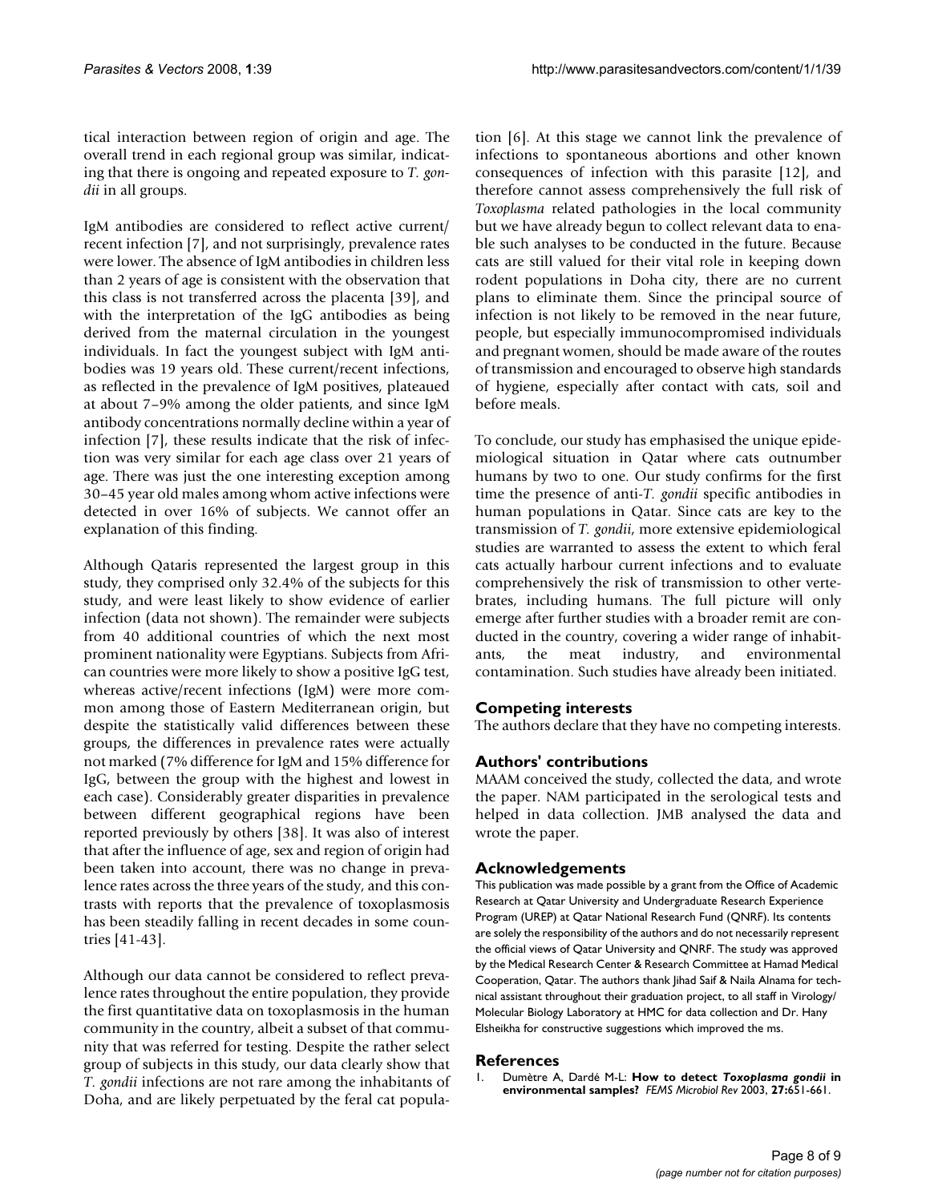tical interaction between region of origin and age. The overall trend in each regional group was similar, indicating that there is ongoing and repeated exposure to *T. gondii* in all groups.

IgM antibodies are considered to reflect active current/recent infection [7], and not surprisingly, prevalence rates were lower. The absence of IgM antibodies in children less than 2 years of age is consistent with the observation that this class is not transferred across the placenta [39], and with the interpretation of the IgG antibodies as being derived from the maternal circulation in the youngest individuals. In fact the youngest subject with IgM antibodies was 19 years old. These current/recent infections, as reflected in the prevalence of IgM positives, plateaued at about 7–9% among the older patients, and since IgM antibody concentrations normally decline within a year of infection [7], these results indicate that the risk of infection was very similar for each age class over 21 years of age. There was just the one interesting exception among 30–45 year old males among whom active infections were detected in over 16% of subjects. We cannot offer an explanation of this finding.

Although Qataris represented the largest group in this study, they comprised only 32.4% of the subjects for this study, and were least likely to show evidence of earlier infection (data not shown). The remainder were subjects from 40 additional countries of which the next most prominent nationality were Egyptians. Subjects from African countries were more likely to show a positive IgG test, whereas active/recent infections (IgM) were more common among those of Eastern Mediterranean origin, but despite the statistically valid differences between these groups, the differences in prevalence rates were actually not marked (7% difference for IgM and 15% difference for IgG, between the group with the highest and lowest in each case). Considerably greater disparities in prevalence between different geographical regions have been reported previously by others [38]. It was also of interest that after the influence of age, sex and region of origin had been taken into account, there was no change in prevalence rates across the three years of the study, and this contrasts with reports that the prevalence of toxoplasmosis has been steadily falling in recent decades in some countries [41-43].

Although our data cannot be considered to reflect prevalence rates throughout the entire population, they provide the first quantitative data on toxoplasmosis in the human community in the country, albeit a subset of that community that was referred for testing. Despite the rather select group of subjects in this study, our data clearly show that *T. gondii* infections are not rare among the inhabitants of Doha, and are likely perpetuated by the feral cat population [6]. At this stage we cannot link the prevalence of infections to spontaneous abortions and other known consequences of infection with this parasite [12], and therefore cannot assess comprehensively the full risk of *Toxoplasma* related pathologies in the local community but we have already begun to collect relevant data to enable such analyses to be conducted in the future. Because cats are still valued for their vital role in keeping down rodent populations in Doha city, there are no current plans to eliminate them. Since the principal source of infection is not likely to be removed in the near future, people, but especially immunocompromised individuals and pregnant women, should be made aware of the routes of transmission and encouraged to observe high standards of hygiene, especially after contact with cats, soil and before meals.

To conclude, our study has emphasised the unique epidemiological situation in Qatar where cats outnumber humans by two to one. Our study confirms for the first time the presence of anti-*T. gondii* specific antibodies in human populations in Qatar. Since cats are key to the transmission of *T. gondii*, more extensive epidemiological studies are warranted to assess the extent to which feral cats actually harbour current infections and to evaluate comprehensively the risk of transmission to other vertebrates, including humans. The full picture will only emerge after further studies with a broader remit are conducted in the country, covering a wider range of inhabitants, the meat industry, and environmental contamination. Such studies have already been initiated.

## Competing interests

The authors declare that they have no competing interests.

## Authors' contributions

MAAM conceived the study, collected the data, and wrote the paper. NAM participated in the serological tests and helped in data collection. JMB analysed the data and wrote the paper.

## Acknowledgements

This publication was made possible by a grant from the Office of Academic Research at Qatar University and Undergraduate Research Experience Program (UREP) at Qatar National Research Fund (QNRF). Its contents are solely the responsibility of the authors and do not necessarily represent the official views of Qatar University and QNRF. The study was approved by the Medical Research Center & Research Committee at Hamad Medical Cooperation, Qatar. The authors thank Jihad Saif & Naila Alnama for technical assistant throughout their graduation project, to all staff in Virology/Molecular Biology Laboratory at HMC for data collection and Dr. Hany Elsheikha for constructive suggestions which improved the ms.

## References

1. Dumètre A, Dardé M-L: **How to detect *Toxoplasma gondii* in environmental samples?** *FEMS Microbiol Rev* 2003, **27:**651-661.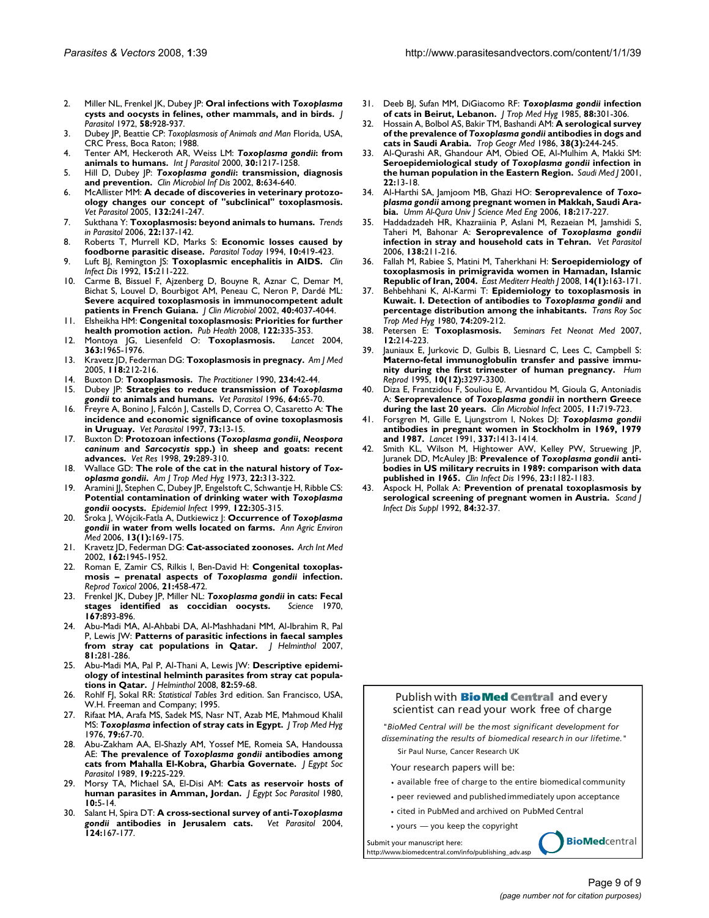2. Miller NL, Frenkel JK, Dubey JP: **Oral infections with *Toxoplasma* cysts and oocysts in felines, other mammals, and in birds.** *J Parasitol* 1972, **58:**928-937.
3. Dubey JP, Beattie CP: *Toxoplasmosis of Animals and Man* Florida, USA, CRC Press, Boca Raton; 1988.
4. Tenter AM, Heckeroth AR, Weiss LM: ***Toxoplasma gondii*: from animals to humans.** *Int J Parasitol* 2000, **30:**1217-1258.
5. Hill D, Dubey JP: ***Toxoplasma gondii*: transmission, diagnosis and prevention.** *Clin Microbiol Inf Dis* 2002, **8:**634-640.
6. McAllister MM: **A decade of discoveries in veterinary protozoology changes our concept of "subclinical" toxoplasmosis.** *Vet Parasitol* 2005, **132:**241-247.
7. Sukthana Y: **Toxoplasmosis: beyond animals to humans.** *Trends in Parasitol* 2006, **22:**137-142.
8. Roberts T, Murrell KD, Marks S: **Economic losses caused by foodborne parasitic disease.** *Parasitol Today* 1994, **10:**419-423.
9. Luft BJ, Remington JS: **Toxoplasmic encephalitis in AIDS.** *Clin Infect Dis* 1992, **15:**211-222.
10. Carme B, Bissuel F, Ajzenberg D, Bouyne R, Aznar C, Demar M, Bichat S, Louvel D, Bourbigot AM, Peneau C, Neron P, Dardé ML: **Severe acquired toxoplasmosis in immunocompetent adult patients in French Guiana.** *J Clin Microbiol* 2002, **40:**4037-4044.
11. Elsheikha HM: **Congenital toxoplasmosis: Priorities for further health promotion action.** *Pub Health* 2008, **122:**335-353.
12. Montoya JG, Liesenfeld O: **Toxoplasmosis.** *Lancet* 2004, **363:**1965-1976.
13. Kravetz JD, Federman DG: **Toxoplasmosis in pregnancy.** *Am J Med* 2005, **118:**212-216.
14. Buxton D: **Toxoplasmosis.** *The Practitioner* 1990, **234:**42-44.
15. Dubey JP: **Strategies to reduce transmission of *Toxoplasma gondii* to animals and humans.** *Vet Parasitol* 1996, **64:**65-70.
16. Freyre A, Bonino J, Falcón J, Castells D, Correa O, Casaretto A: **The incidence and economic significance of ovine toxoplasmosis in Uruguay.** *Vet Parasitol* 1997, **73:**13-15.
17. Buxton D: **Protozoan infections (*Toxoplasma gondii*, *Neospora caninum* and *Sarcocystis* spp.) in sheep and goats: recent advances.** *Vet Res* 1998, **29:**289-310.
18. Wallace GD: **The role of the cat in the natural history of *Toxoplasma gondii*.** *Am J Trop Med Hyg* 1973, **22:**313-322.
19. Aramini JJ, Stephen C, Dubey JP, Engelstoft C, Schwantje H, Ribble CS: **Potential contamination of drinking water with *Toxoplasma gondii* oocysts.** *Epidemiol Infect* 1999, **122:**305-315.
20. Sroka J, Wójcik-Fatla A, Dutkiewicz J: **Occurrence of *Toxoplasma gondii* in water from wells located on farms.** *Ann Agric Environ Med* 2006, **13(1):**169-175.
21. Kravetz JD, Federman DG: **Cat-associated zoonoses.** *Arch Int Med* 2002, **162:**1945-1952.
22. Roman E, Zamir CS, Rilkis I, Ben-David H: **Congenital toxoplasmosis – prenatal aspects of *Toxoplasma gondii* infection.** *Reprod Toxicol* 2006, **21:**458-472.
23. Frenkel JK, Dubey JP, Miller NL: ***Toxoplasma gondii* in cats: Fecal stages identified as coccidian oocysts.** *Science* 1970, **167:**893-896.
24. Abu-Madi MA, Al-Ahbabi DA, Al-Mashhadani MM, Al-Ibrahim R, Pal P, Lewis JW: **Patterns of parasitic infections in faecal samples from stray cat populations in Qatar.** *J Helminthol* 2007, **81:**281-286.
25. Abu-Madi MA, Pal P, Al-Thani A, Lewis JW: **Descriptive epidemiology of intestinal helminth parasites from stray cat populations in Qatar.** *J Helminthol* 2008, **82:**59-68.
26. Rohlf FJ, Sokal RR: *Statistical Tables* 3rd edition. San Francisco, USA, W.H. Freeman and Company; 1995.
27. Rifaat MA, Arafa MS, Sadek MS, Nasr NT, Azab ME, Mahmoud Khalil MS: ***Toxoplasma* infection of stray cats in Egypt.** *J Trop Med Hyg* 1976, **79:**67-70.
28. Abu-Zakham AA, El-Shazly AM, Yossef ME, Romeia SA, Handoussa AE: **The prevalence of *Toxoplasma gondii* antibodies among cats from Mahalla El-Kobra, Gharbia Governate.** *J Egypt Soc Parasitol* 1989, **19:**225-229.
29. Morsy TA, Michael SA, El-Disi AM: **Cats as reservoir hosts of human parasites in Amman, Jordan.** *J Egypt Soc Parasitol* 1980, **10:**5-14.
30. Salant H, Spira DT: **A cross-sectional survey of anti-*Toxoplasma gondii* antibodies in Jerusalem cats.** *Vet Parasitol* 2004, **124:**167-177.
31. Deeb BJ, Sufan MM, DiGiacomo RF: ***Toxoplasma gondii* infection of cats in Beirut, Lebanon.** *J Trop Med Hyg* 1985, **88:**301-306.
32. Hossain A, Bolbol AS, Bakir TM, Bashandi AM: **A serological survey of the prevalence of *Toxoplasma gondii* antibodies in dogs and cats in Saudi Arabia.** *Trop Geogr Med* 1986, **38(3):**244-245.
33. Al-Qurashi AR, Ghandour AM, Obied OE, Al-Mulhim A, Makki SM: **Seroepidemiological study of *Toxoplasma gondii* infection in the human population in the Eastern Region.** *Saudi Med J* 2001, **22:**13-18.
34. Al-Harthi SA, Jamjoom MB, Ghazi HO: **Seroprevalence of *Toxoplasma gondii* among pregnant women in Makkah, Saudi Arabia.** *Umm Al-Qura Univ J Science Med Eng* 2006, **18:**217-227.
35. Haddadzadeh HR, Khazraiinia P, Aslani M, Rezaeian M, Jamshidi S, Taheri M, Bahonar A: **Seroprevalence of *Toxoplasma gondii* infection in stray and household cats in Tehran.** *Vet Parasitol* 2006, **138:**211-216.
36. Fallah M, Rabiee S, Matini M, Taherkhani H: **Seroepidemiology of toxoplasmosis in primigravida women in Hamadan, Islamic Republic of Iran, 2004.** *East Mediterr Health J* 2008, **14(1):**163-171.
37. Behbehani K, Al-Karmi T: **Epidemiology to toxoplasmosis in Kuwait. I. Detection of antibodies to *Toxoplasma gondii* and percentage distribution among the inhabitants.** *Trans Roy Soc Trop Med Hyg* 1980, **74:**209-212.
38. Petersen E: **Toxoplasmosis.** *Seminars Fet Neonat Med* 2007, **12:**214-223.
39. Jauniaux E, Jurkovic D, Gulbis B, Liesnard C, Lees C, Campbell S: **Materno-fetal immunoglobulin transfer and passive immunity during the first trimester of human pregnancy.** *Hum Reprod* 1995, **10(12):**3297-3300.
40. Diza E, Frantzidou F, Souliou E, Arvantidou M, Gioula G, Antoniadis A: **Seroprevalence of *Toxoplasma gondii* in northern Greece during the last 20 years.** *Clin Microbiol Infect* 2005, **11:**719-723.
41. Forsgren M, Gille E, Ljungstrom I, Nokes DJ: ***Toxoplasma gondii* antibodies in pregnant women in Stockholm in 1969, 1979 and 1987.** *Lancet* 1991, **337:**1413-1414.
42. Smith KL, Wilson M, Hightower AW, Kelley PW, Struewing JP, Juranek DD, McAuley JB: **Prevalence of *Toxoplasma gondii* antibodies in US military recruits in 1989: comparison with data published in 1965.** *Clin Infect Dis* 1996, **23:**1182-1183.
43. Aspock H, Pollak A: **Prevention of prenatal toxoplasmosis by serological screening of pregnant women in Austria.** *Scand J Infect Dis Suppl* 1992, **84:**32-37.

Publish with **BioMed Central** and every scientist can read your work free of charge

*"BioMed Central will be the most significant development for disseminating the results of biomedical research in our lifetime."*

Sir Paul Nurse, Cancer Research UK

Your research papers will be:

- available free of charge to the entire biomedical community
- peer reviewed and published immediately upon acceptance
- cited in PubMed and archived on PubMed Central
- yours — you keep the copyright

Submit your manuscript here:
http://www.biomedcentral.com/info/publishing_adv.asp

BioMedcentral